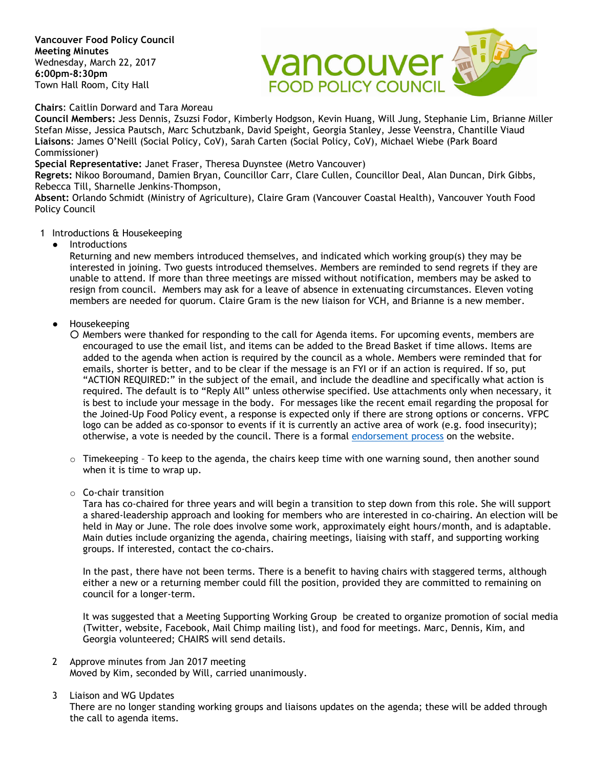**Vancouver Food Policy Council**
**Meeting Minutes**
Wednesday, March 22, 2017
**6:00pm-8:30pm**
Town Hall Room, City Hall

**Chairs**: Caitlin Dorward and Tara Moreau
**Council Members:** Jess Dennis, Zsuzsi Fodor, Kimberly Hodgson, Kevin Huang, Will Jung, Stephanie Lim, Brianne Miller Stefan Misse, Jessica Pautsch, Marc Schutzbank, David Speight, Georgia Stanley, Jesse Veenstra, Chantille Viaud
**Liaisons**: James O'Neill (Social Policy, CoV), Sarah Carten (Social Policy, CoV), Michael Wiebe (Park Board Commissioner)
**Special Representative:** Janet Fraser, Theresa Duynstee (Metro Vancouver)
**Regrets:** Nikoo Boroumand, Damien Bryan, Councillor Carr, Clare Cullen, Councillor Deal, Alan Duncan, Dirk Gibbs, Rebecca Till, Sharnelle Jenkins-Thompson,
**Absent:** Orlando Schmidt (Ministry of Agriculture), Claire Gram (Vancouver Coastal Health), Vancouver Youth Food Policy Council

1 Introductions & Housekeeping

- Introductions
  Returning and new members introduced themselves, and indicated which working group(s) they may be interested in joining. Two guests introduced themselves. Members are reminded to send regrets if they are unable to attend. If more than three meetings are missed without notification, members may be asked to resign from council. Members may ask for a leave of absence in extenuating circumstances. Eleven voting members are needed for quorum. Claire Gram is the new liaison for VCH, and Brianne is a new member.

- Housekeeping
  - Members were thanked for responding to the call for Agenda items. For upcoming events, members are encouraged to use the email list, and items can be added to the Bread Basket if time allows. Items are added to the agenda when action is required by the council as a whole. Members were reminded that for emails, shorter is better, and to be clear if the message is an FYI or if an action is required. If so, put "ACTION REQUIRED:" in the subject of the email, and include the deadline and specifically what action is required. The default is to "Reply All" unless otherwise specified. Use attachments only when necessary, it is best to include your message in the body. For messages like the recent email regarding the proposal for the Joined-Up Food Policy event, a response is expected only if there are strong options or concerns. VFPC logo can be added as co-sponsor to events if it is currently an active area of work (e.g. food insecurity); otherwise, a vote is needed by the council. There is a formal endorsement process on the website.

  - Timekeeping – To keep to the agenda, the chairs keep time with one warning sound, then another sound when it is time to wrap up.

  - Co-chair transition
    Tara has co-chaired for three years and will begin a transition to step down from this role. She will support a shared-leadership approach and looking for members who are interested in co-chairing. An election will be held in May or June. The role does involve some work, approximately eight hours/month, and is adaptable. Main duties include organizing the agenda, chairing meetings, liaising with staff, and supporting working groups. If interested, contact the co-chairs.

    In the past, there have not been terms. There is a benefit to having chairs with staggered terms, although either a new or a returning member could fill the position, provided they are committed to remaining on council for a longer-term.

    It was suggested that a Meeting Supporting Working Group be created to organize promotion of social media (Twitter, website, Facebook, Mail Chimp mailing list), and food for meetings. Marc, Dennis, Kim, and Georgia volunteered; CHAIRS will send details.

2 Approve minutes from Jan 2017 meeting
Moved by Kim, seconded by Will, carried unanimously.

3 Liaison and WG Updates
There are no longer standing working groups and liaisons updates on the agenda; these will be added through the call to agenda items.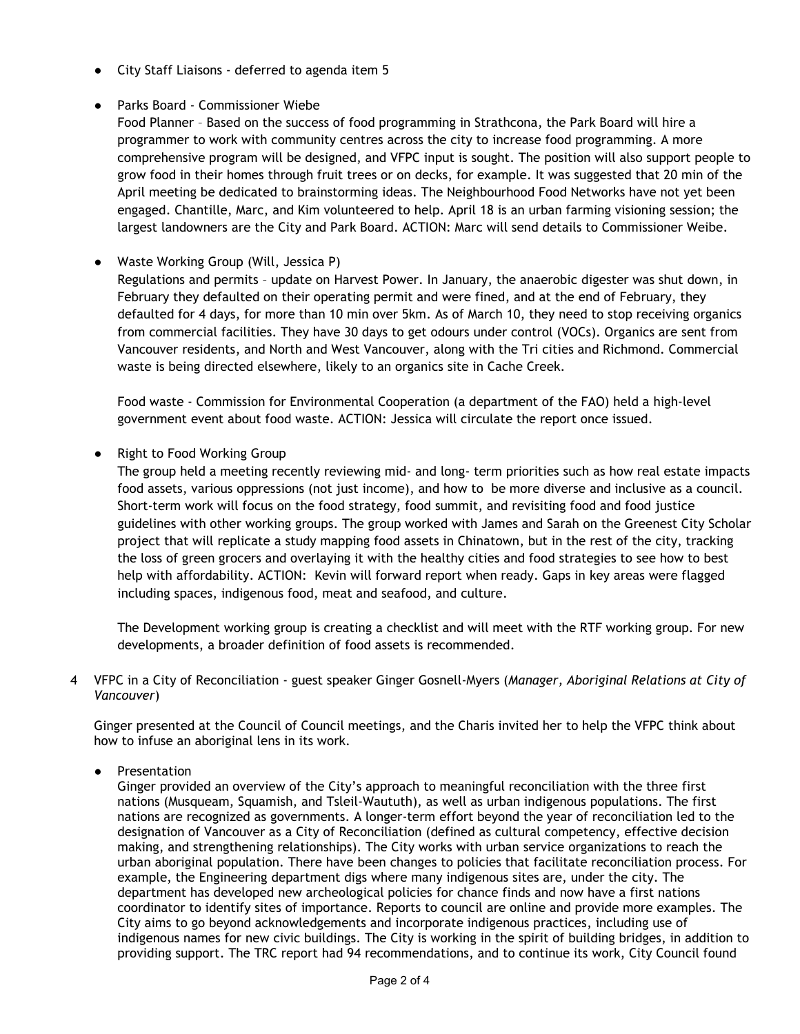- City Staff Liaisons - deferred to agenda item 5

- Parks Board - Commissioner Wiebe

  Food Planner – Based on the success of food programming in Strathcona, the Park Board will hire a programmer to work with community centres across the city to increase food programming. A more comprehensive program will be designed, and VFPC input is sought. The position will also support people to grow food in their homes through fruit trees or on decks, for example. It was suggested that 20 min of the April meeting be dedicated to brainstorming ideas. The Neighbourhood Food Networks have not yet been engaged. Chantille, Marc, and Kim volunteered to help. April 18 is an urban farming visioning session; the largest landowners are the City and Park Board. ACTION: Marc will send details to Commissioner Weibe.

- Waste Working Group (Will, Jessica P)

  Regulations and permits – update on Harvest Power. In January, the anaerobic digester was shut down, in February they defaulted on their operating permit and were fined, and at the end of February, they defaulted for 4 days, for more than 10 min over 5km. As of March 10, they need to stop receiving organics from commercial facilities. They have 30 days to get odours under control (VOCs). Organics are sent from Vancouver residents, and North and West Vancouver, along with the Tri cities and Richmond. Commercial waste is being directed elsewhere, likely to an organics site in Cache Creek.

  Food waste - Commission for Environmental Cooperation (a department of the FAO) held a high-level government event about food waste. ACTION: Jessica will circulate the report once issued.

- Right to Food Working Group

  The group held a meeting recently reviewing mid- and long- term priorities such as how real estate impacts food assets, various oppressions (not just income), and how to be more diverse and inclusive as a council. Short-term work will focus on the food strategy, food summit, and revisiting food and food justice guidelines with other working groups. The group worked with James and Sarah on the Greenest City Scholar project that will replicate a study mapping food assets in Chinatown, but in the rest of the city, tracking the loss of green grocers and overlaying it with the healthy cities and food strategies to see how to best help with affordability. ACTION: Kevin will forward report when ready. Gaps in key areas were flagged including spaces, indigenous food, meat and seafood, and culture.

  The Development working group is creating a checklist and will meet with the RTF working group. For new developments, a broader definition of food assets is recommended.

4 VFPC in a City of Reconciliation - guest speaker Ginger Gosnell-Myers (*Manager, Aboriginal Relations at City of Vancouver*)

Ginger presented at the Council of Council meetings, and the Charis invited her to help the VFPC think about how to infuse an aboriginal lens in its work.

- Presentation

  Ginger provided an overview of the City's approach to meaningful reconciliation with the three first nations (Musqueam, Squamish, and Tsleil-Waututh), as well as urban indigenous populations. The first nations are recognized as governments. A longer-term effort beyond the year of reconciliation led to the designation of Vancouver as a City of Reconciliation (defined as cultural competency, effective decision making, and strengthening relationships). The City works with urban service organizations to reach the urban aboriginal population. There have been changes to policies that facilitate reconciliation process. For example, the Engineering department digs where many indigenous sites are, under the city. The department has developed new archeological policies for chance finds and now have a first nations coordinator to identify sites of importance. Reports to council are online and provide more examples. The City aims to go beyond acknowledgements and incorporate indigenous practices, including use of indigenous names for new civic buildings. The City is working in the spirit of building bridges, in addition to providing support. The TRC report had 94 recommendations, and to continue its work, City Council found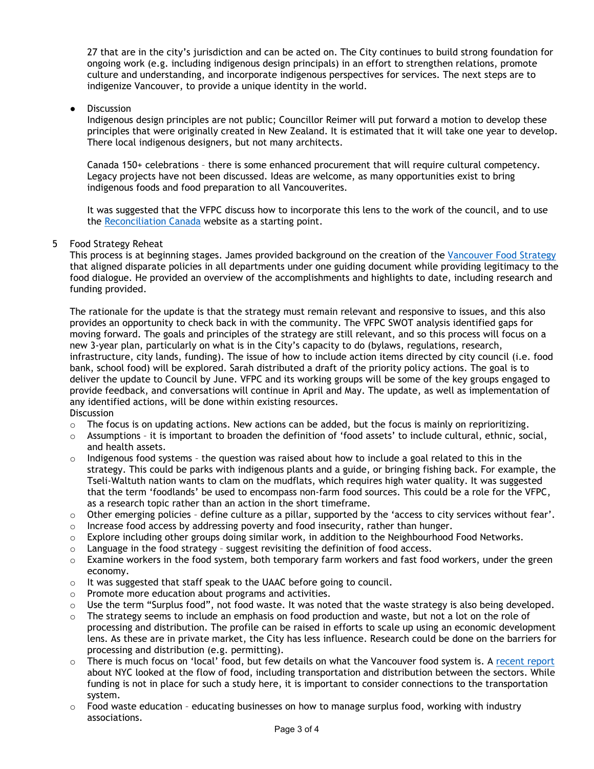27 that are in the city's jurisdiction and can be acted on. The City continues to build strong foundation for ongoing work (e.g. including indigenous design principals) in an effort to strengthen relations, promote culture and understanding, and incorporate indigenous perspectives for services. The next steps are to indigenize Vancouver, to provide a unique identity in the world.

- Discussion

  Indigenous design principles are not public; Councillor Reimer will put forward a motion to develop these principles that were originally created in New Zealand. It is estimated that it will take one year to develop. There local indigenous designers, but not many architects.

  Canada 150+ celebrations – there is some enhanced procurement that will require cultural competency. Legacy projects have not been discussed. Ideas are welcome, as many opportunities exist to bring indigenous foods and food preparation to all Vancouverites.

  It was suggested that the VFPC discuss how to incorporate this lens to the work of the council, and to use the [Reconciliation Canada]() website as a starting point.

5 Food Strategy Reheat

This process is at beginning stages. James provided background on the creation of the [Vancouver Food Strategy]() that aligned disparate policies in all departments under one guiding document while providing legitimacy to the food dialogue. He provided an overview of the accomplishments and highlights to date, including research and funding provided.

The rationale for the update is that the strategy must remain relevant and responsive to issues, and this also provides an opportunity to check back in with the community. The VFPC SWOT analysis identified gaps for moving forward. The goals and principles of the strategy are still relevant, and so this process will focus on a new 3-year plan, particularly on what is in the City's capacity to do (bylaws, regulations, research, infrastructure, city lands, funding). The issue of how to include action items directed by city council (i.e. food bank, school food) will be explored. Sarah distributed a draft of the priority policy actions. The goal is to deliver the update to Council by June. VFPC and its working groups will be some of the key groups engaged to provide feedback, and conversations will continue in April and May. The update, as well as implementation of any identified actions, will be done within existing resources.

Discussion

- The focus is on updating actions. New actions can be added, but the focus is mainly on reprioritizing.
- Assumptions – it is important to broaden the definition of 'food assets' to include cultural, ethnic, social, and health assets.
- Indigenous food systems – the question was raised about how to include a goal related to this in the strategy. This could be parks with indigenous plants and a guide, or bringing fishing back. For example, the Tseli-Waltuth nation wants to clam on the mudflats, which requires high water quality. It was suggested that the term 'foodlands' be used to encompass non-farm food sources. This could be a role for the VFPC, as a research topic rather than an action in the short timeframe.
- Other emerging policies – define culture as a pillar, supported by the 'access to city services without fear'.
- Increase food access by addressing poverty and food insecurity, rather than hunger.
- Explore including other groups doing similar work, in addition to the Neighbourhood Food Networks.
- Language in the food strategy – suggest revisiting the definition of food access.
- Examine workers in the food system, both temporary farm workers and fast food workers, under the green economy.
- It was suggested that staff speak to the UAAC before going to council.
- Promote more education about programs and activities.
- Use the term "Surplus food", not food waste. It was noted that the waste strategy is also being developed.
- The strategy seems to include an emphasis on food production and waste, but not a lot on the role of processing and distribution. The profile can be raised in efforts to scale up using an economic development lens. As these are in private market, the City has less influence. Research could be done on the barriers for processing and distribution (e.g. permitting).
- There is much focus on 'local' food, but few details on what the Vancouver food system is. A [recent report]() about NYC looked at the flow of food, including transportation and distribution between the sectors. While funding is not in place for such a study here, it is important to consider connections to the transportation system.
- Food waste education – educating businesses on how to manage surplus food, working with industry associations.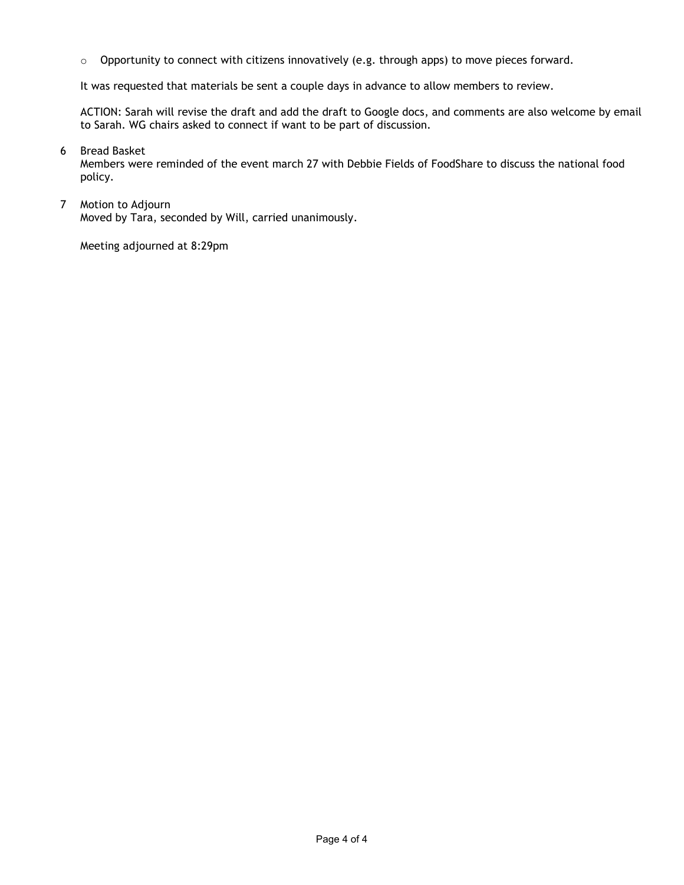- Opportunity to connect with citizens innovatively (e.g. through apps) to move pieces forward.

It was requested that materials be sent a couple days in advance to allow members to review.

ACTION: Sarah will revise the draft and add the draft to Google docs, and comments are also welcome by email to Sarah. WG chairs asked to connect if want to be part of discussion.

6 Bread Basket
Members were reminded of the event march 27 with Debbie Fields of FoodShare to discuss the national food policy.

7 Motion to Adjourn
Moved by Tara, seconded by Will, carried unanimously.

Meeting adjourned at 8:29pm